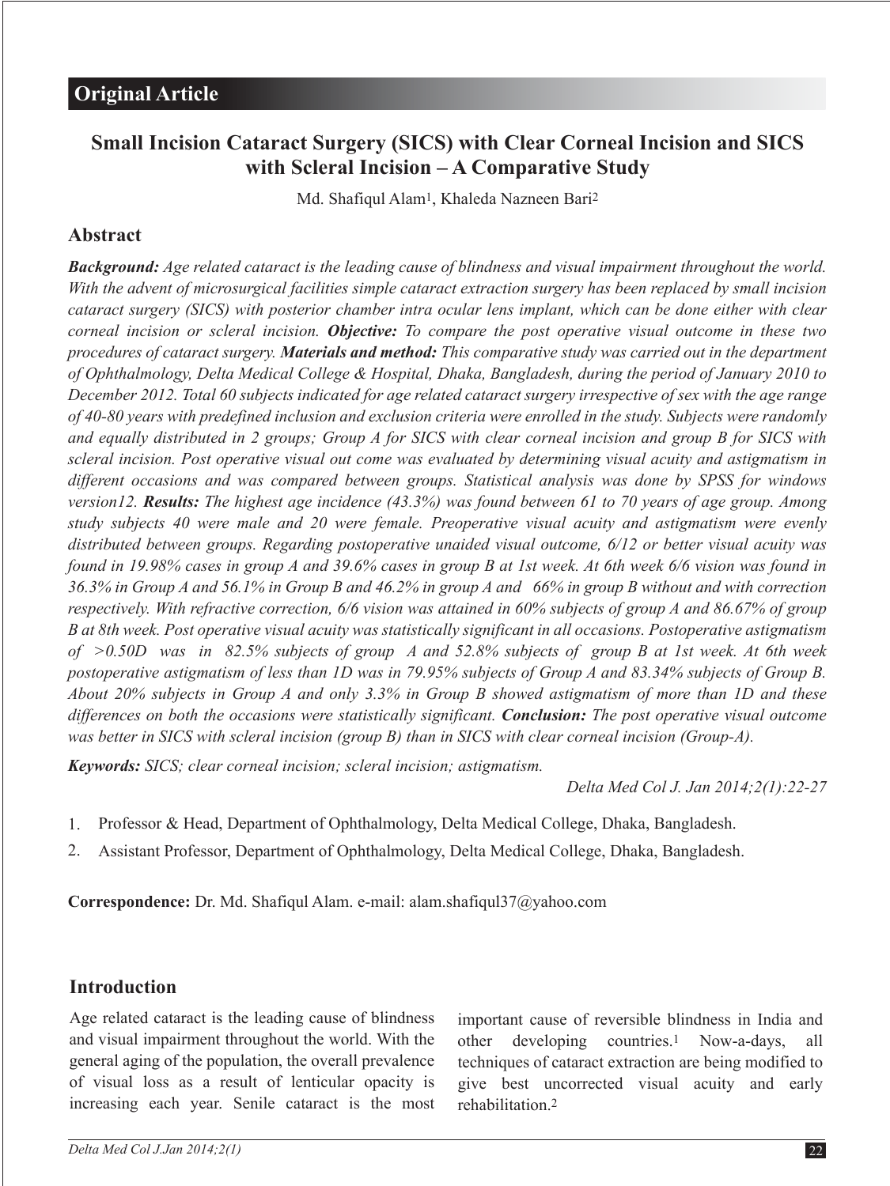## Original Article

# Small Incision Cataract Surgery (SICS) with Clear Corneal Incision and SICS with Scleral Incision – A Comparative Study

Md. Shafiqul Alam[1], Khaleda Nazneen Bari[2]

## Abstract

***Background:*** *Age related cataract is the leading cause of blindness and visual impairment throughout the world. With the advent of microsurgical facilities simple cataract extraction surgery has been replaced by small incision cataract surgery (SICS) with posterior chamber intra ocular lens implant, which can be done either with clear corneal incision or scleral incision.* ***Objective:*** *To compare the post operative visual outcome in these two procedures of cataract surgery.* ***Materials and method:*** *This comparative study was carried out in the department of Ophthalmology, Delta Medical College & Hospital, Dhaka, Bangladesh, during the period of January 2010 to December 2012. Total 60 subjects indicated for age related cataract surgery irrespective of sex with the age range of 40-80 years with predefined inclusion and exclusion criteria were enrolled in the study. Subjects were randomly and equally distributed in 2 groups; Group A for SICS with clear corneal incision and group B for SICS with scleral incision. Post operative visual out come was evaluated by determining visual acuity and astigmatism in different occasions and was compared between groups. Statistical analysis was done by SPSS for windows version12.* ***Results:*** *The highest age incidence (43.3%) was found between 61 to 70 years of age group. Among study subjects 40 were male and 20 were female. Preoperative visual acuity and astigmatism were evenly distributed between groups. Regarding postoperative unaided visual outcome, 6/12 or better visual acuity was found in 19.98% cases in group A and 39.6% cases in group B at 1st week. At 6th week 6/6 vision was found in 36.3% in Group A and 56.1% in Group B and 46.2% in group A and 66% in group B without and with correction respectively. With refractive correction, 6/6 vision was attained in 60% subjects of group A and 86.67% of group B at 8th week. Post operative visual acuity was statistically significant in all occasions. Postoperative astigmatism of >0.50D was in 82.5% subjects of group A and 52.8% subjects of group B at 1st week. At 6th week postoperative astigmatism of less than 1D was in 79.95% subjects of Group A and 83.34% subjects of Group B. About 20% subjects in Group A and only 3.3% in Group B showed astigmatism of more than 1D and these differences on both the occasions were statistically significant.* ***Conclusion:*** *The post operative visual outcome was better in SICS with scleral incision (group B) than in SICS with clear corneal incision (Group-A).*

***Keywords:*** *SICS; clear corneal incision; scleral incision; astigmatism.*

*Delta Med Col J. Jan 2014;2(1):22-27*

1. Professor & Head, Department of Ophthalmology, Delta Medical College, Dhaka, Bangladesh.
2. Assistant Professor, Department of Ophthalmology, Delta Medical College, Dhaka, Bangladesh.

**Correspondence:** Dr. Md. Shafiqul Alam. e-mail: alam.shafiqul37@yahoo.com

## Introduction

Age related cataract is the leading cause of blindness and visual impairment throughout the world. With the general aging of the population, the overall prevalence of visual loss as a result of lenticular opacity is increasing each year. Senile cataract is the most important cause of reversible blindness in India and other developing countries.[1] Now-a-days, all techniques of cataract extraction are being modified to give best uncorrected visual acuity and early rehabilitation.[2]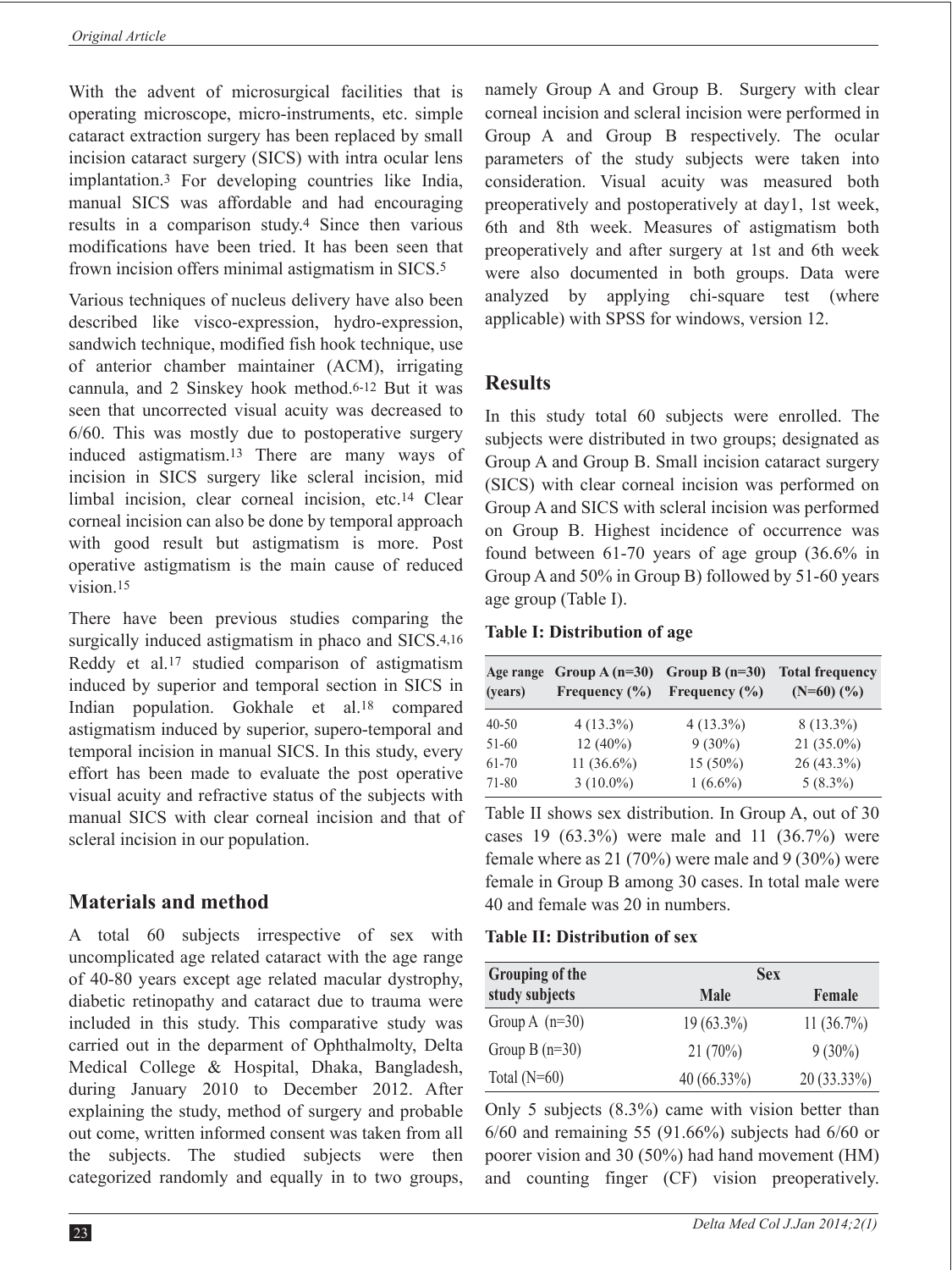With the advent of microsurgical facilities that is operating microscope, micro-instruments, etc. simple cataract extraction surgery has been replaced by small incision cataract surgery (SICS) with intra ocular lens implantation.[3] For developing countries like India, manual SICS was affordable and had encouraging results in a comparison study.[4] Since then various modifications have been tried. It has been seen that frown incision offers minimal astigmatism in SICS.[5]

Various techniques of nucleus delivery have also been described like visco-expression, hydro-expression, sandwich technique, modified fish hook technique, use of anterior chamber maintainer (ACM), irrigating cannula, and 2 Sinskey hook method.[6-12] But it was seen that uncorrected visual acuity was decreased to 6/60. This was mostly due to postoperative surgery induced astigmatism.[13] There are many ways of incision in SICS surgery like scleral incision, mid limbal incision, clear corneal incision, etc.[14] Clear corneal incision can also be done by temporal approach with good result but astigmatism is more. Post operative astigmatism is the main cause of reduced vision.[15]

There have been previous studies comparing the surgically induced astigmatism in phaco and SICS.[4,16] Reddy et al.[17] studied comparison of astigmatism induced by superior and temporal section in SICS in Indian population. Gokhale et al.[18] compared astigmatism induced by superior, supero-temporal and temporal incision in manual SICS. In this study, every effort has been made to evaluate the post operative visual acuity and refractive status of the subjects with manual SICS with clear corneal incision and that of scleral incision in our population.

## Materials and method

A total 60 subjects irrespective of sex with uncomplicated age related cataract with the age range of 40-80 years except age related macular dystrophy, diabetic retinopathy and cataract due to trauma were included in this study. This comparative study was carried out in the deparment of Ophthalmolty, Delta Medical College & Hospital, Dhaka, Bangladesh, during January 2010 to December 2012. After explaining the study, method of surgery and probable out come, written informed consent was taken from all the subjects. The studied subjects were then categorized randomly and equally in to two groups, namely Group A and Group B. Surgery with clear corneal incision and scleral incision were performed in Group A and Group B respectively. The ocular parameters of the study subjects were taken into consideration. Visual acuity was measured both preoperatively and postoperatively at day1, 1st week, 6th and 8th week. Measures of astigmatism both preoperatively and after surgery at 1st and 6th week were also documented in both groups. Data were analyzed by applying chi-square test (where applicable) with SPSS for windows, version 12.

## Results

In this study total 60 subjects were enrolled. The subjects were distributed in two groups; designated as Group A and Group B. Small incision cataract surgery (SICS) with clear corneal incision was performed on Group A and SICS with scleral incision was performed on Group B. Highest incidence of occurrence was found between 61-70 years of age group (36.6% in Group A and 50% in Group B) followed by 51-60 years age group (Table I).

**Table I: Distribution of age**

| Age range (years) | Group A (n=30) Frequency (%) | Group B (n=30) Frequency (%) | Total frequency (N=60) (%) |
|---|---|---|---|
| 40-50 | 4 (13.3%) | 4 (13.3%) | 8 (13.3%) |
| 51-60 | 12 (40%) | 9 (30%) | 21 (35.0%) |
| 61-70 | 11 (36.6%) | 15 (50%) | 26 (43.3%) |
| 71-80 | 3 (10.0%) | 1 (6.6%) | 5 (8.3%) |

Table II shows sex distribution. In Group A, out of 30 cases 19 (63.3%) were male and 11 (36.7%) were female where as 21 (70%) were male and 9 (30%) were female in Group B among 30 cases. In total male were 40 and female was 20 in numbers.

**Table II: Distribution of sex**

| Grouping of the study subjects | Sex | |
|---|---|---|
| | Male | Female |
| Group A (n=30) | 19 (63.3%) | 11 (36.7%) |
| Group B (n=30) | 21 (70%) | 9 (30%) |
| Total (N=60) | 40 (66.33%) | 20 (33.33%) |

Only 5 subjects (8.3%) came with vision better than 6/60 and remaining 55 (91.66%) subjects had 6/60 or poorer vision and 30 (50%) had hand movement (HM) and counting finger (CF) vision preoperatively.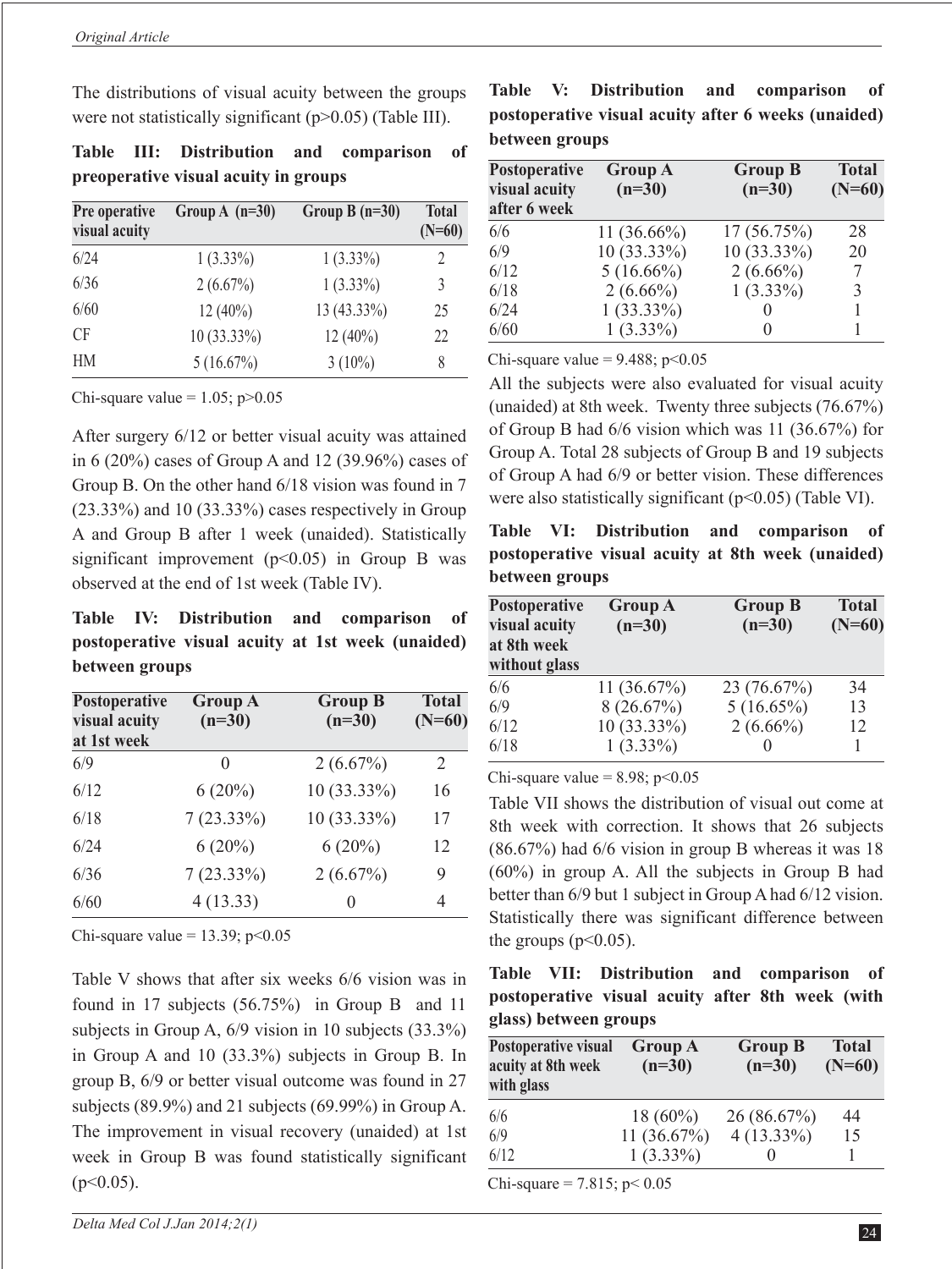The distributions of visual acuity between the groups were not statistically significant ($p>0.05$) (Table III).

**Table III: Distribution and comparison of preoperative visual acuity in groups**

| Pre operative visual acuity | Group A (n=30) | Group B (n=30) | Total (N=60) |
|---|---|---|---|
| 6/24 | 1 (3.33%) | 1 (3.33%) | 2 |
| 6/36 | 2 (6.67%) | 1 (3.33%) | 3 |
| 6/60 | 12 (40%) | 13 (43.33%) | 25 |
| CF | 10 (33.33%) | 12 (40%) | 22 |
| HM | 5 (16.67%) | 3 (10%) | 8 |

Chi-square value = 1.05; $p>0.05$

After surgery 6/12 or better visual acuity was attained in 6 (20%) cases of Group A and 12 (39.96%) cases of Group B. On the other hand 6/18 vision was found in 7 (23.33%) and 10 (33.33%) cases respectively in Group A and Group B after 1 week (unaided). Statistically significant improvement ($p<0.05$) in Group B was observed at the end of 1st week (Table IV).

**Table IV: Distribution and comparison of postoperative visual acuity at 1st week (unaided) between groups**

| Postoperative visual acuity at 1st week | Group A (n=30) | Group B (n=30) | Total (N=60) |
|---|---|---|---|
| 6/9 | 0 | 2 (6.67%) | 2 |
| 6/12 | 6 (20%) | 10 (33.33%) | 16 |
| 6/18 | 7 (23.33%) | 10 (33.33%) | 17 |
| 6/24 | 6 (20%) | 6 (20%) | 12 |
| 6/36 | 7 (23.33%) | 2 (6.67%) | 9 |
| 6/60 | 4 (13.33) | 0 | 4 |

Chi-square value = 13.39; $p<0.05$

Table V shows that after six weeks 6/6 vision was in found in 17 subjects (56.75%) in Group B and 11 subjects in Group A, 6/9 vision in 10 subjects (33.3%) in Group A and 10 (33.3%) subjects in Group B. In group B, 6/9 or better visual outcome was found in 27 subjects (89.9%) and 21 subjects (69.99%) in Group A. The improvement in visual recovery (unaided) at 1st week in Group B was found statistically significant ($p<0.05$).

**Table V: Distribution and comparison of postoperative visual acuity after 6 weeks (unaided) between groups**

| Postoperative visual acuity after 6 week | Group A (n=30) | Group B (n=30) | Total (N=60) |
|---|---|---|---|
| 6/6 | 11 (36.66%) | 17 (56.75%) | 28 |
| 6/9 | 10 (33.33%) | 10 (33.33%) | 20 |
| 6/12 | 5 (16.66%) | 2 (6.66%) | 7 |
| 6/18 | 2 (6.66%) | 1 (3.33%) | 3 |
| 6/24 | 1 (33.33%) | 0 | 1 |
| 6/60 | 1 (3.33%) | 0 | 1 |

Chi-square value = 9.488; $p<0.05$

All the subjects were also evaluated for visual acuity (unaided) at 8th week. Twenty three subjects (76.67%) of Group B had 6/6 vision which was 11 (36.67%) for Group A. Total 28 subjects of Group B and 19 subjects of Group A had 6/9 or better vision. These differences were also statistically significant ($p<0.05$) (Table VI).

**Table VI: Distribution and comparison of postoperative visual acuity at 8th week (unaided) between groups**

| Postoperative visual acuity at 8th week without glass | Group A (n=30) | Group B (n=30) | Total (N=60) |
|---|---|---|---|
| 6/6 | 11 (36.67%) | 23 (76.67%) | 34 |
| 6/9 | 8 (26.67%) | 5 (16.65%) | 13 |
| 6/12 | 10 (33.33%) | 2 (6.66%) | 12 |
| 6/18 | 1 (3.33%) | 0 | 1 |

Chi-square value = 8.98; $p<0.05$

Table VII shows the distribution of visual out come at 8th week with correction. It shows that 26 subjects (86.67%) had 6/6 vision in group B whereas it was 18 (60%) in group A. All the subjects in Group B had better than 6/9 but 1 subject in Group A had 6/12 vision. Statistically there was significant difference between the groups ($p<0.05$).

**Table VII: Distribution and comparison of postoperative visual acuity after 8th week (with glass) between groups**

| Postoperative visual acuity at 8th week with glass | Group A (n=30) | Group B (n=30) | Total (N=60) |
|---|---|---|---|
| 6/6 | 18 (60%) | 26 (86.67%) | 44 |
| 6/9 | 11 (36.67%) | 4 (13.33%) | 15 |
| 6/12 | 1 (3.33%) | 0 | 1 |

Chi-square = 7.815; $p< 0.05$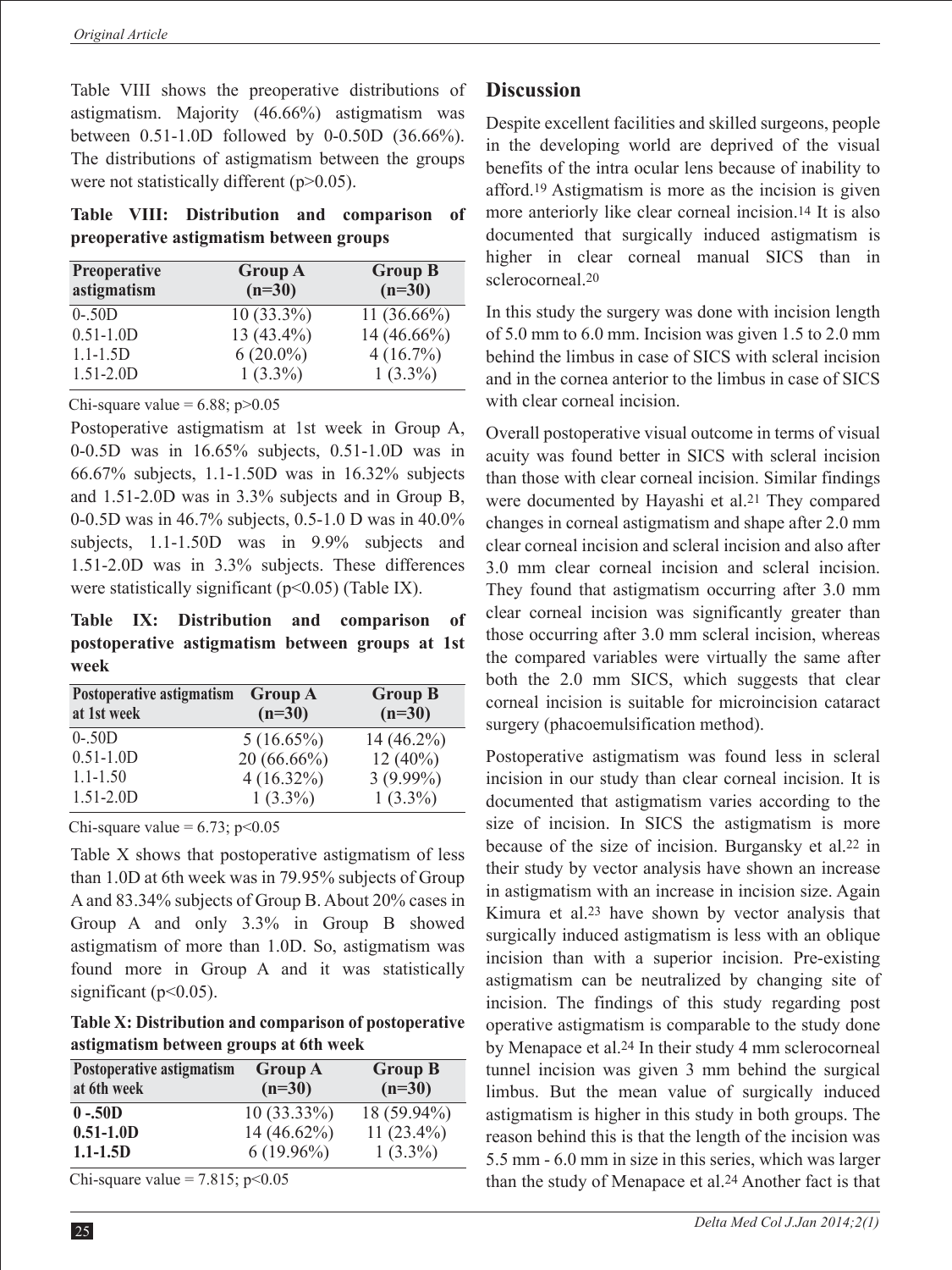Table VIII shows the preoperative distributions of astigmatism. Majority (46.66%) astigmatism was between 0.51-1.0D followed by 0-0.50D (36.66%). The distributions of astigmatism between the groups were not statistically different (p>0.05).

**Table VIII: Distribution and comparison of preoperative astigmatism between groups**

| Preoperative astigmatism | Group A (n=30) | Group B (n=30) |
|---|---|---|
| 0-.50D | 10 (33.3%) | 11 (36.66%) |
| 0.51-1.0D | 13 (43.4%) | 14 (46.66%) |
| 1.1-1.5D | 6 (20.0%) | 4 (16.7%) |
| 1.51-2.0D | 1 (3.3%) | 1 (3.3%) |

Chi-square value = 6.88; p>0.05

Postoperative astigmatism at 1st week in Group A, 0-0.5D was in 16.65% subjects, 0.51-1.0D was in 66.67% subjects, 1.1-1.50D was in 16.32% subjects and 1.51-2.0D was in 3.3% subjects and in Group B, 0-0.5D was in 46.7% subjects, 0.5-1.0 D was in 40.0% subjects, 1.1-1.50D was in 9.9% subjects and 1.51-2.0D was in 3.3% subjects. These differences were statistically significant (p<0.05) (Table IX).

**Table IX: Distribution and comparison of postoperative astigmatism between groups at 1st week**

| Postoperative astigmatism at 1st week | Group A (n=30) | Group B (n=30) |
|---|---|---|
| 0-.50D | 5 (16.65%) | 14 (46.2%) |
| 0.51-1.0D | 20 (66.66%) | 12 (40%) |
| 1.1-1.50 | 4 (16.32%) | 3 (9.99%) |
| 1.51-2.0D | 1 (3.3%) | 1 (3.3%) |

Chi-square value = 6.73; p<0.05

Table X shows that postoperative astigmatism of less than 1.0D at 6th week was in 79.95% subjects of Group A and 83.34% subjects of Group B. About 20% cases in Group A and only 3.3% in Group B showed astigmatism of more than 1.0D. So, astigmatism was found more in Group A and it was statistically significant (p<0.05).

**Table X: Distribution and comparison of postoperative astigmatism between groups at 6th week**

| Postoperative astigmatism at 6th week | Group A (n=30) | Group B (n=30) |
|---|---|---|
| **0 -.50D** | 10 (33.33%) | 18 (59.94%) |
| **0.51-1.0D** | 14 (46.62%) | 11 (23.4%) |
| **1.1-1.5D** | 6 (19.96%) | 1 (3.3%) |

Chi-square value = 7.815; p<0.05

## Discussion

Despite excellent facilities and skilled surgeons, people in the developing world are deprived of the visual benefits of the intra ocular lens because of inability to afford.[19] Astigmatism is more as the incision is given more anteriorly like clear corneal incision.[14] It is also documented that surgically induced astigmatism is higher in clear corneal manual SICS than in sclerocorneal.[20]

In this study the surgery was done with incision length of 5.0 mm to 6.0 mm. Incision was given 1.5 to 2.0 mm behind the limbus in case of SICS with scleral incision and in the cornea anterior to the limbus in case of SICS with clear corneal incision.

Overall postoperative visual outcome in terms of visual acuity was found better in SICS with scleral incision than those with clear corneal incision. Similar findings were documented by Hayashi et al.[21] They compared changes in corneal astigmatism and shape after 2.0 mm clear corneal incision and scleral incision and also after 3.0 mm clear corneal incision and scleral incision. They found that astigmatism occurring after 3.0 mm clear corneal incision was significantly greater than those occurring after 3.0 mm scleral incision, whereas the compared variables were virtually the same after both the 2.0 mm SICS, which suggests that clear corneal incision is suitable for microincision cataract surgery (phacoemulsification method).

Postoperative astigmatism was found less in scleral incision in our study than clear corneal incision. It is documented that astigmatism varies according to the size of incision. In SICS the astigmatism is more because of the size of incision. Burgansky et al.[22] in their study by vector analysis have shown an increase in astigmatism with an increase in incision size. Again Kimura et al.[23] have shown by vector analysis that surgically induced astigmatism is less with an oblique incision than with a superior incision. Pre-existing astigmatism can be neutralized by changing site of incision. The findings of this study regarding post operative astigmatism is comparable to the study done by Menapace et al.[24] In their study 4 mm sclerocorneal tunnel incision was given 3 mm behind the surgical limbus. But the mean value of surgically induced astigmatism is higher in this study in both groups. The reason behind this is that the length of the incision was 5.5 mm - 6.0 mm in size in this series, which was larger than the study of Menapace et al.[24] Another fact is that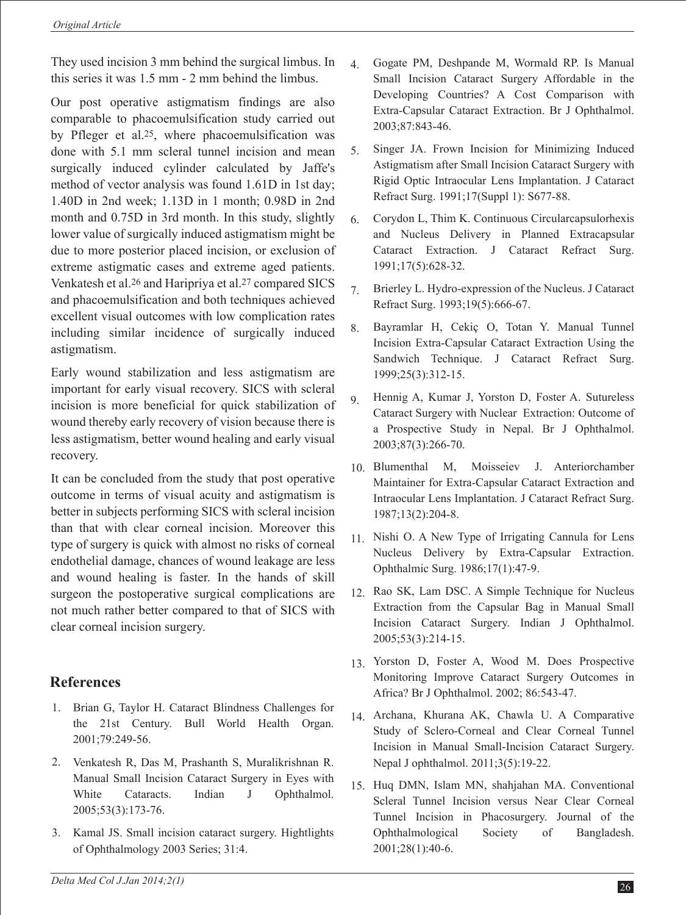They used incision 3 mm behind the surgical limbus. In this series it was 1.5 mm - 2 mm behind the limbus.

Our post operative astigmatism findings are also comparable to phacoemulsification study carried out by Pfleger et al.[25], where phacoemulsification was done with 5.1 mm scleral tunnel incision and mean surgically induced cylinder calculated by Jaffe's method of vector analysis was found 1.61D in 1st day; 1.40D in 2nd week; 1.13D in 1 month; 0.98D in 2nd month and 0.75D in 3rd month. In this study, slightly lower value of surgically induced astigmatism might be due to more posterior placed incision, or exclusion of extreme astigmatic cases and extreme aged patients. Venkatesh et al.[26] and Haripriya et al.[27] compared SICS and phacoemulsification and both techniques achieved excellent visual outcomes with low complication rates including similar incidence of surgically induced astigmatism.

Early wound stabilization and less astigmatism are important for early visual recovery. SICS with scleral incision is more beneficial for quick stabilization of wound thereby early recovery of vision because there is less astigmatism, better wound healing and early visual recovery.

It can be concluded from the study that post operative outcome in terms of visual acuity and astigmatism is better in subjects performing SICS with scleral incision than that with clear corneal incision. Moreover this type of surgery is quick with almost no risks of corneal endothelial damage, chances of wound leakage are less and wound healing is faster. In the hands of skill surgeon the postoperative surgical complications are not much rather better compared to that of SICS with clear corneal incision surgery.

## References

1. Brian G, Taylor H. Cataract Blindness Challenges for the 21st Century. Bull World Health Organ. 2001;79:249-56.
2. Venkatesh R, Das M, Prashanth S, Muralikrishnan R. Manual Small Incision Cataract Surgery in Eyes with White Cataracts. Indian J Ophthalmol. 2005;53(3):173-76.
3. Kamal JS. Small incision cataract surgery. Hightlights of Ophthalmology 2003 Series; 31:4.
4. Gogate PM, Deshpande M, Wormald RP. Is Manual Small Incision Cataract Surgery Affordable in the Developing Countries? A Cost Comparison with Extra-Capsular Cataract Extraction. Br J Ophthalmol. 2003;87:843-46.
5. Singer JA. Frown Incision for Minimizing Induced Astigmatism after Small Incision Cataract Surgery with Rigid Optic Intraocular Lens Implantation. J Cataract Refract Surg. 1991;17(Suppl 1): S677-88.
6. Corydon L, Thim K. Continuous Circularcapsulorhexis and Nucleus Delivery in Planned Extracapsular Cataract Extraction. J Cataract Refract Surg. 1991;17(5):628-32.
7. Brierley L. Hydro-expression of the Nucleus. J Cataract Refract Surg. 1993;19(5):666-67.
8. Bayramlar H, Cekiç O, Totan Y. Manual Tunnel Incision Extra-Capsular Cataract Extraction Using the Sandwich Technique. J Cataract Refract Surg. 1999;25(3):312-15.
9. Hennig A, Kumar J, Yorston D, Foster A. Sutureless Cataract Surgery with Nuclear Extraction: Outcome of a Prospective Study in Nepal. Br J Ophthalmol. 2003;87(3):266-70.
10. Blumenthal M, Moisseiev J. Anteriorchamber Maintainer for Extra-Capsular Cataract Extraction and Intraocular Lens Implantation. J Cataract Refract Surg. 1987;13(2):204-8.
11. Nishi O. A New Type of Irrigating Cannula for Lens Nucleus Delivery by Extra-Capsular Extraction. Ophthalmic Surg. 1986;17(1):47-9.
12. Rao SK, Lam DSC. A Simple Technique for Nucleus Extraction from the Capsular Bag in Manual Small Incision Cataract Surgery. Indian J Ophthalmol. 2005;53(3):214-15.
13. Yorston D, Foster A, Wood M. Does Prospective Monitoring Improve Cataract Surgery Outcomes in Africa? Br J Ophthalmol. 2002; 86:543-47.
14. Archana, Khurana AK, Chawla U. A Comparative Study of Sclero-Corneal and Clear Corneal Tunnel Incision in Manual Small-Incision Cataract Surgery. Nepal J ophthalmol. 2011;3(5):19-22.
15. Huq DMN, Islam MN, shahjahan MA. Conventional Scleral Tunnel Incision versus Near Clear Corneal Tunnel Incision in Phacosurgery. Journal of the Ophthalmological Society of Bangladesh. 2001;28(1):40-6.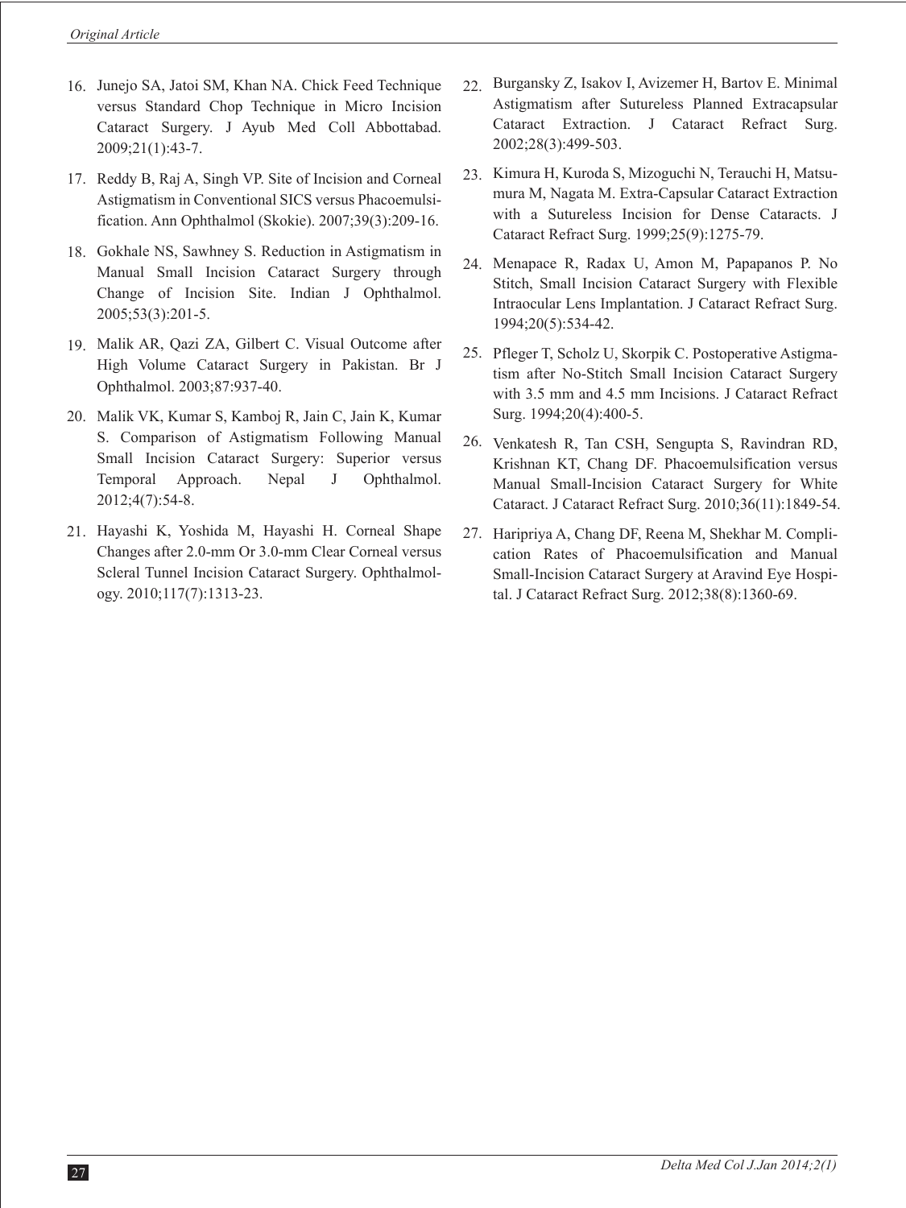16. Junejo SA, Jatoi SM, Khan NA. Chick Feed Technique versus Standard Chop Technique in Micro Incision Cataract Surgery. J Ayub Med Coll Abbottabad. 2009;21(1):43-7.
17. Reddy B, Raj A, Singh VP. Site of Incision and Corneal Astigmatism in Conventional SICS versus Phacoemulsification. Ann Ophthalmol (Skokie). 2007;39(3):209-16.
18. Gokhale NS, Sawhney S. Reduction in Astigmatism in Manual Small Incision Cataract Surgery through Change of Incision Site. Indian J Ophthalmol. 2005;53(3):201-5.
19. Malik AR, Qazi ZA, Gilbert C. Visual Outcome after High Volume Cataract Surgery in Pakistan. Br J Ophthalmol. 2003;87:937-40.
20. Malik VK, Kumar S, Kamboj R, Jain C, Jain K, Kumar S. Comparison of Astigmatism Following Manual Small Incision Cataract Surgery: Superior versus Temporal Approach. Nepal J Ophthalmol. 2012;4(7):54-8.
21. Hayashi K, Yoshida M, Hayashi H. Corneal Shape Changes after 2.0-mm Or 3.0-mm Clear Corneal versus Scleral Tunnel Incision Cataract Surgery. Ophthalmology. 2010;117(7):1313-23.
22. Burgansky Z, Isakov I, Avizemer H, Bartov E. Minimal Astigmatism after Sutureless Planned Extracapsular Cataract Extraction. J Cataract Refract Surg. 2002;28(3):499-503.
23. Kimura H, Kuroda S, Mizoguchi N, Terauchi H, Matsumura M, Nagata M. Extra-Capsular Cataract Extraction with a Sutureless Incision for Dense Cataracts. J Cataract Refract Surg. 1999;25(9):1275-79.
24. Menapace R, Radax U, Amon M, Papapanos P. No Stitch, Small Incision Cataract Surgery with Flexible Intraocular Lens Implantation. J Cataract Refract Surg. 1994;20(5):534-42.
25. Pfleger T, Scholz U, Skorpik C. Postoperative Astigmatism after No-Stitch Small Incision Cataract Surgery with 3.5 mm and 4.5 mm Incisions. J Cataract Refract Surg. 1994;20(4):400-5.
26. Venkatesh R, Tan CSH, Sengupta S, Ravindran RD, Krishnan KT, Chang DF. Phacoemulsification versus Manual Small-Incision Cataract Surgery for White Cataract. J Cataract Refract Surg. 2010;36(11):1849-54.
27. Haripriya A, Chang DF, Reena M, Shekhar M. Complication Rates of Phacoemulsification and Manual Small-Incision Cataract Surgery at Aravind Eye Hospital. J Cataract Refract Surg. 2012;38(8):1360-69.